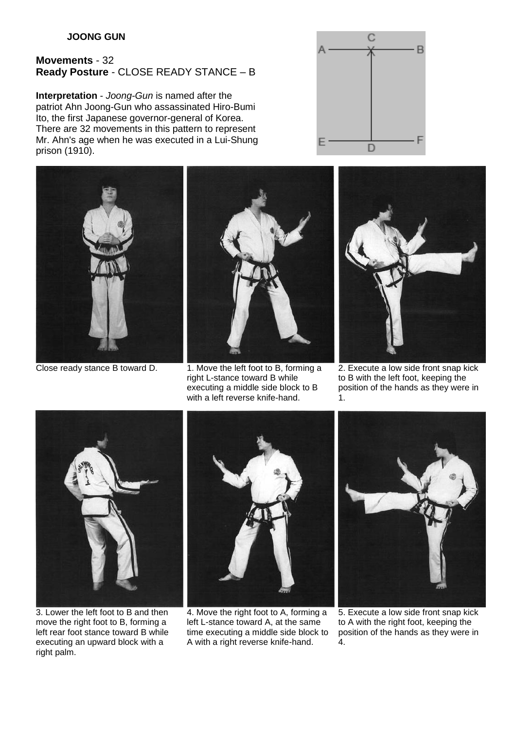**JOONG GUN**

**Movements** - 32

**Ready Posture** - CLOSE READY STANCE – B

**Interpretation** - *Joong-Gun* is named after the patriot Ahn Joong-Gun who assassinated Hiro-Bumi Ito, the first Japanese governor-general of Korea. There are 32 movements in this pattern to represent Mr. Ahn's age when he was executed in a Lui-Shung prison (1910).

C
A B
E F
D

Close ready stance B toward D.

1. Move the left foot to B, forming a right L-stance toward B while executing a middle side block to B with a left reverse knife-hand.

2. Execute a low side front snap kick to B with the left foot, keeping the position of the hands as they were in 1.

3. Lower the left foot to B and then move the right foot to B, forming a left rear foot stance toward B while executing an upward block with a right palm.

4. Move the right foot to A, forming a left L-stance toward A, at the same time executing a middle side block to A with a right reverse knife-hand.

5. Execute a low side front snap kick to A with the right foot, keeping the position of the hands as they were in 4.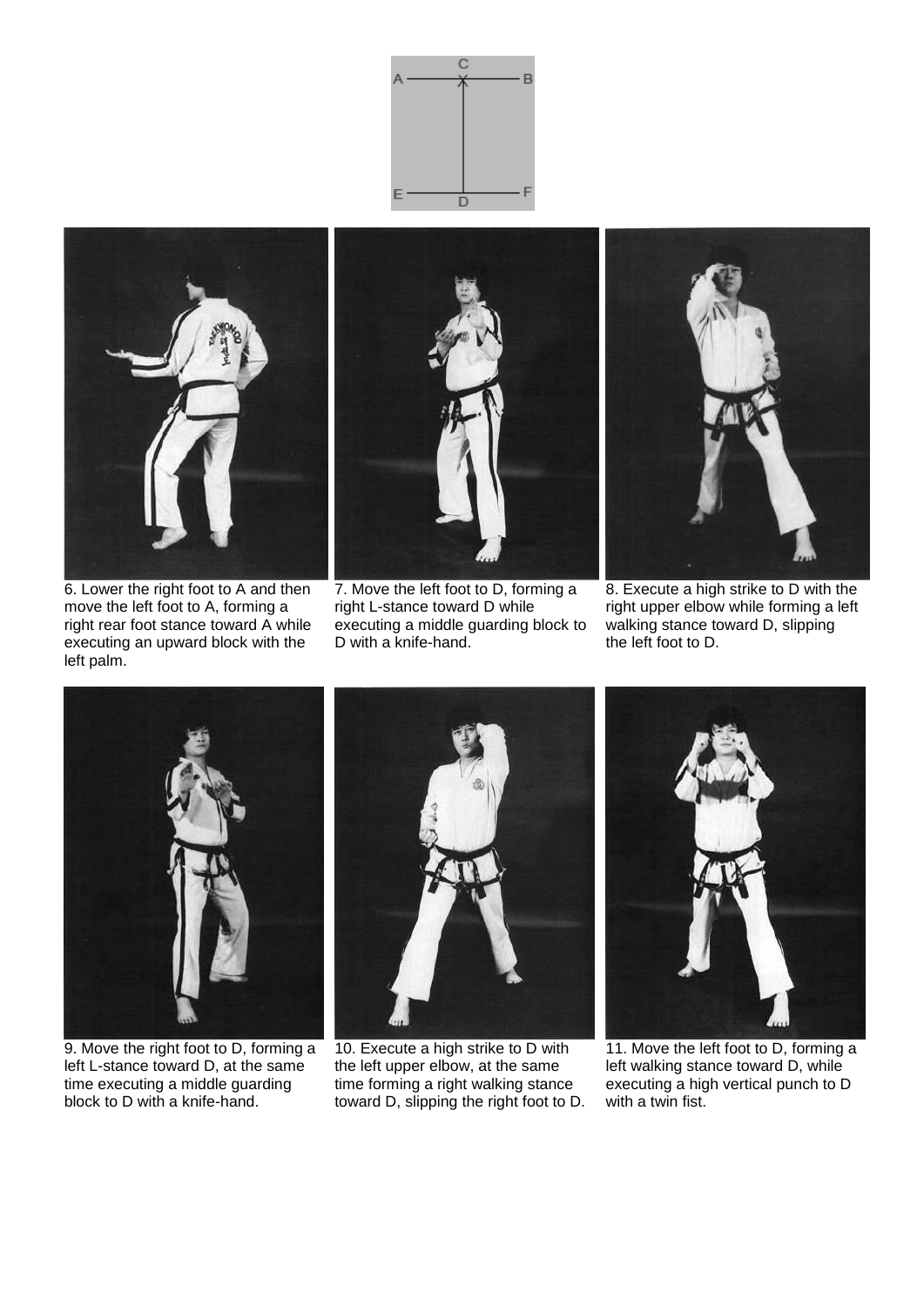C

A — B

E — F

D

6. Lower the right foot to A and then move the left foot to A, forming a right rear foot stance toward A while executing an upward block with the left palm.

7. Move the left foot to D, forming a right L-stance toward D while executing a middle guarding block to D with a knife-hand.

8. Execute a high strike to D with the right upper elbow while forming a left walking stance toward D, slipping the left foot to D.

9. Move the right foot to D, forming a left L-stance toward D, at the same time executing a middle guarding block to D with a knife-hand.

10. Execute a high strike to D with the left upper elbow, at the same time forming a right walking stance toward D, slipping the right foot to D.

11. Move the left foot to D, forming a left walking stance toward D, while executing a high vertical punch to D with a twin fist.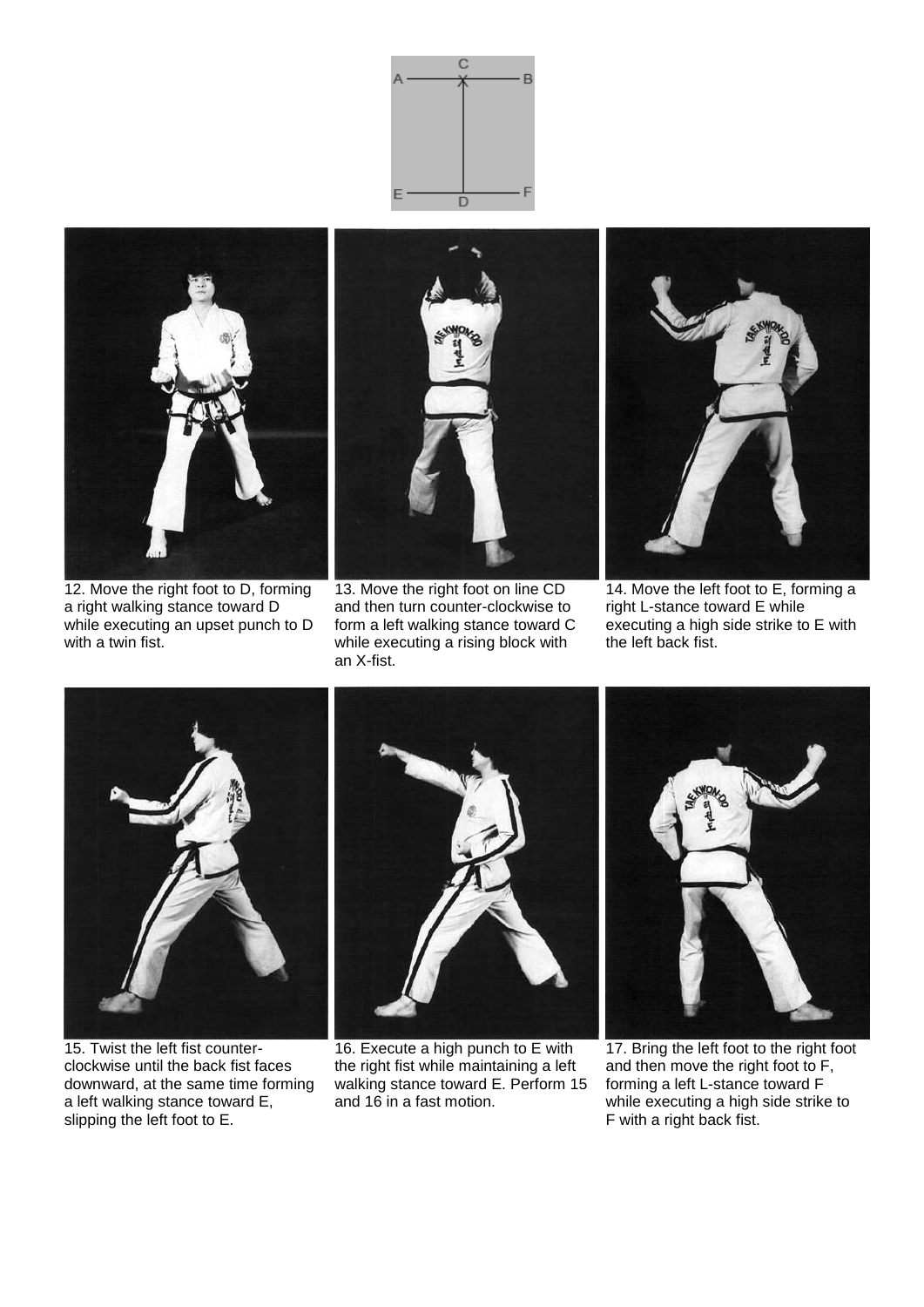C

A — — B

E — — F

D

12. Move the right foot to D, forming a right walking stance toward D while executing an upset punch to D with a twin fist.

13. Move the right foot on line CD and then turn counter-clockwise to form a left walking stance toward C while executing a rising block with an X-fist.

14. Move the left foot to E, forming a right L-stance toward E while executing a high side strike to E with the left back fist.

15. Twist the left fist counter-clockwise until the back fist faces downward, at the same time forming a left walking stance toward E, slipping the left foot to E.

16. Execute a high punch to E with the right fist while maintaining a left walking stance toward E. Perform 15 and 16 in a fast motion.

17. Bring the left foot to the right foot and then move the right foot to F, forming a left L-stance toward F while executing a high side strike to F with a right back fist.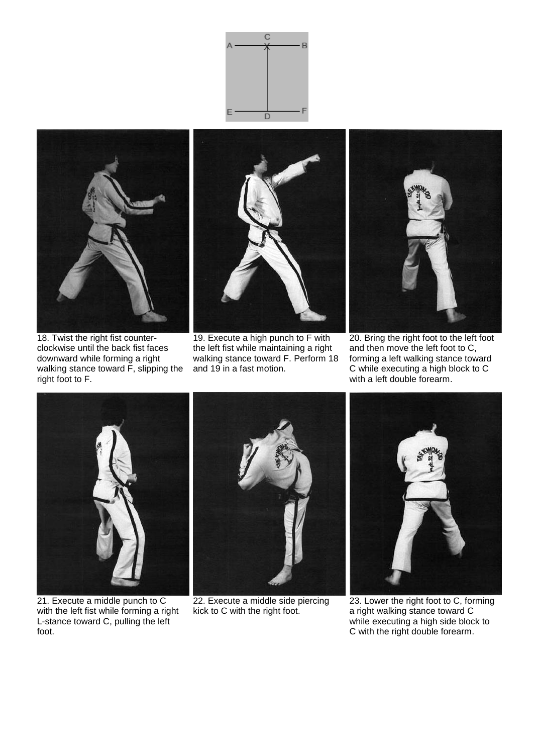C

A — B

E — F

D

18. Twist the right fist counter-clockwise until the back fist faces downward while forming a right walking stance toward F, slipping the right foot to F.

19. Execute a high punch to F with the left fist while maintaining a right walking stance toward F. Perform 18 and 19 in a fast motion.

20. Bring the right foot to the left foot and then move the left foot to C, forming a left walking stance toward C while executing a high block to C with a left double forearm.

21. Execute a middle punch to C with the left fist while forming a right L-stance toward C, pulling the left foot.

22. Execute a middle side piercing kick to C with the right foot.

23. Lower the right foot to C, forming a right walking stance toward C while executing a high side block to C with the right double forearm.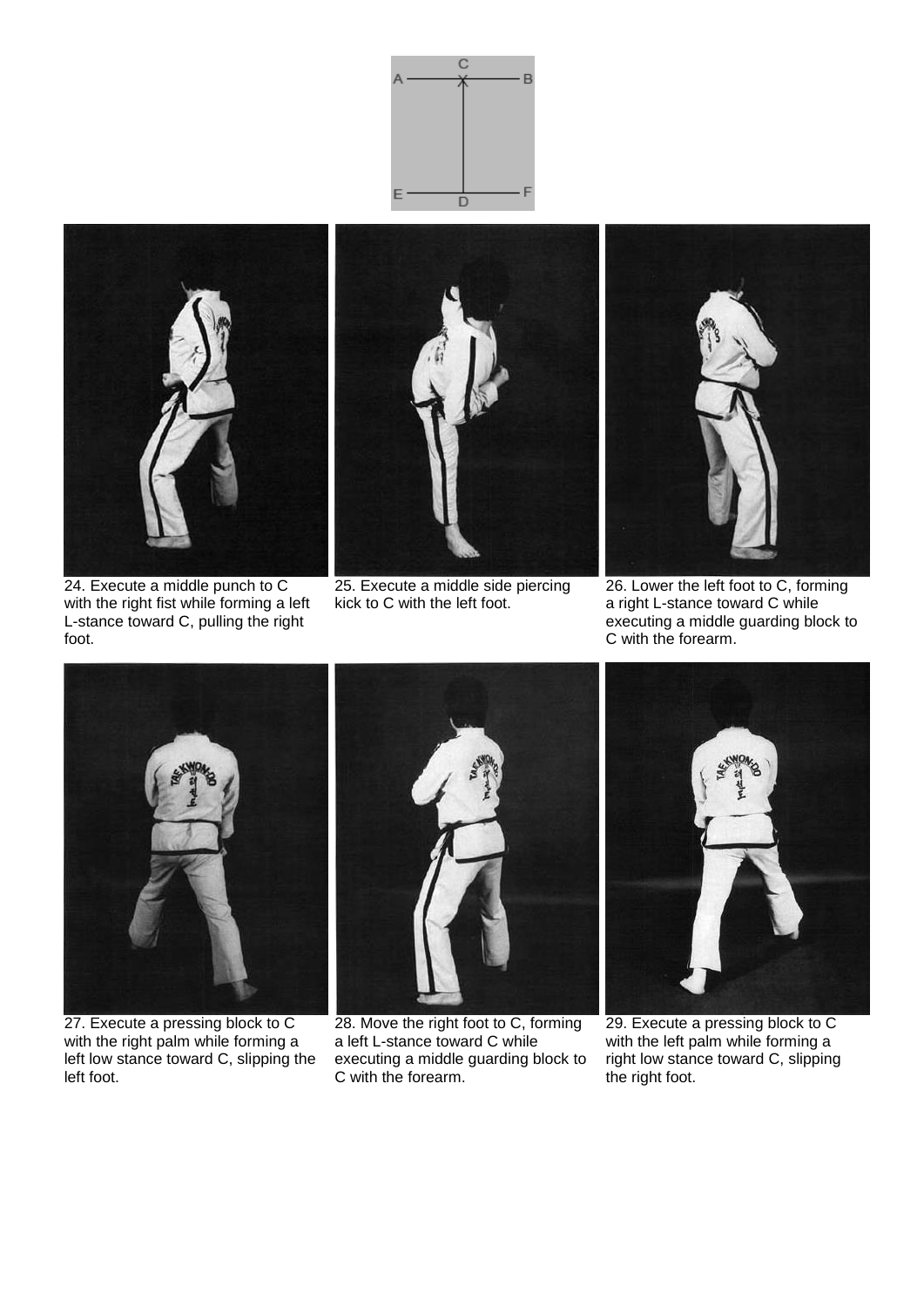C

A B

E F

D

24. Execute a middle punch to C with the right fist while forming a left L-stance toward C, pulling the right foot.

25. Execute a middle side piercing kick to C with the left foot.

26. Lower the left foot to C, forming a right L-stance toward C while executing a middle guarding block to C with the forearm.

27. Execute a pressing block to C with the right palm while forming a left low stance toward C, slipping the left foot.

28. Move the right foot to C, forming a left L-stance toward C while executing a middle guarding block to C with the forearm.

29. Execute a pressing block to C with the left palm while forming a right low stance toward C, slipping the right foot.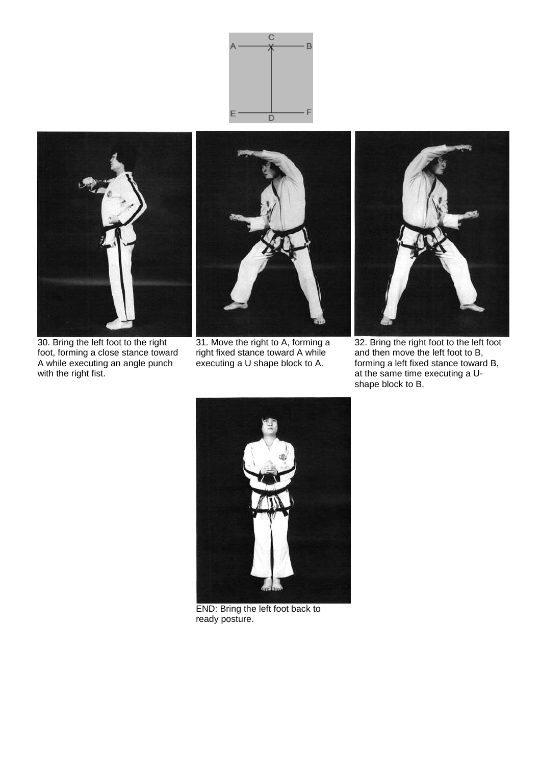C

A B

E F

D

30. Bring the left foot to the right foot, forming a close stance toward A while executing an angle punch with the right fist.

31. Move the right to A, forming a right fixed stance toward A while executing a U shape block to A.

32. Bring the right foot to the left foot and then move the left foot to B, forming a left fixed stance toward B, at the same time executing a U-shape block to B.

END: Bring the left foot back to ready posture.